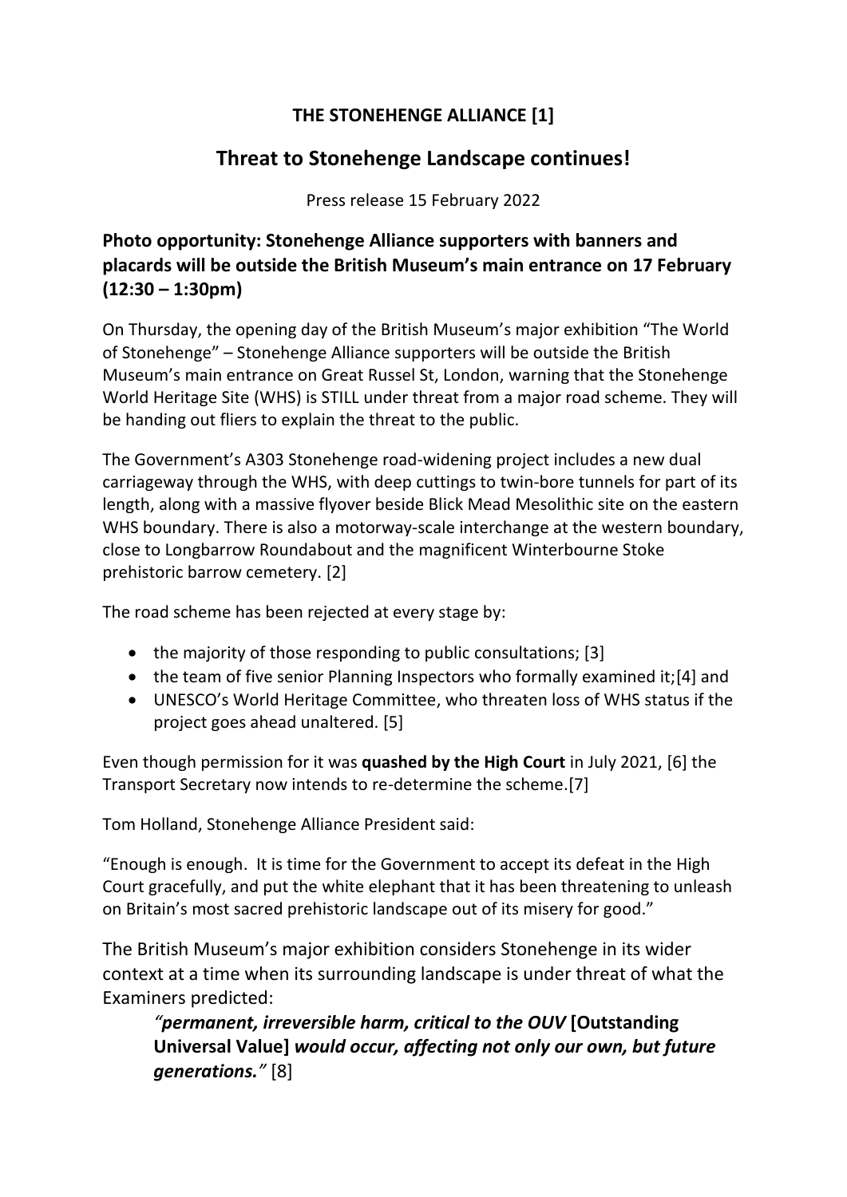# THE STONEHENGE ALLIANCE [1]

## Threat to Stonehenge Landscape continues!

Press release 15 February 2022

### Photo opportunity: Stonehenge Alliance supporters with banners and placards will be outside the British Museum's main entrance on 17 February (12:30 – 1:30pm)

On Thursday, the opening day of the British Museum's major exhibition "The World of Stonehenge" – Stonehenge Alliance supporters will be outside the British Museum's main entrance on Great Russel St, London, warning that the Stonehenge World Heritage Site (WHS) is STILL under threat from a major road scheme. They will be handing out fliers to explain the threat to the public.

The Government's A303 Stonehenge road-widening project includes a new dual carriageway through the WHS, with deep cuttings to twin-bore tunnels for part of its length, along with a massive flyover beside Blick Mead Mesolithic site on the eastern WHS boundary. There is also a motorway-scale interchange at the western boundary, close to Longbarrow Roundabout and the magnificent Winterbourne Stoke prehistoric barrow cemetery. [2]

The road scheme has been rejected at every stage by:

- the majority of those responding to public consultations; [3]
- the team of five senior Planning Inspectors who formally examined it;[4] and
- UNESCO's World Heritage Committee, who threaten loss of WHS status if the project goes ahead unaltered. [5]

Even though permission for it was **quashed by the High Court** in July 2021, [6] the Transport Secretary now intends to re-determine the scheme.[7]

Tom Holland, Stonehenge Alliance President said:

"Enough is enough. It is time for the Government to accept its defeat in the High Court gracefully, and put the white elephant that it has been threatening to unleash on Britain's most sacred prehistoric landscape out of its misery for good."

The British Museum's major exhibition considers Stonehenge in its wider context at a time when its surrounding landscape is under threat of what the Examiners predicted:

> ***"permanent, irreversible harm, critical to the OUV* [Outstanding Universal Value] *would occur, affecting not only our own, but future generations."*** [8]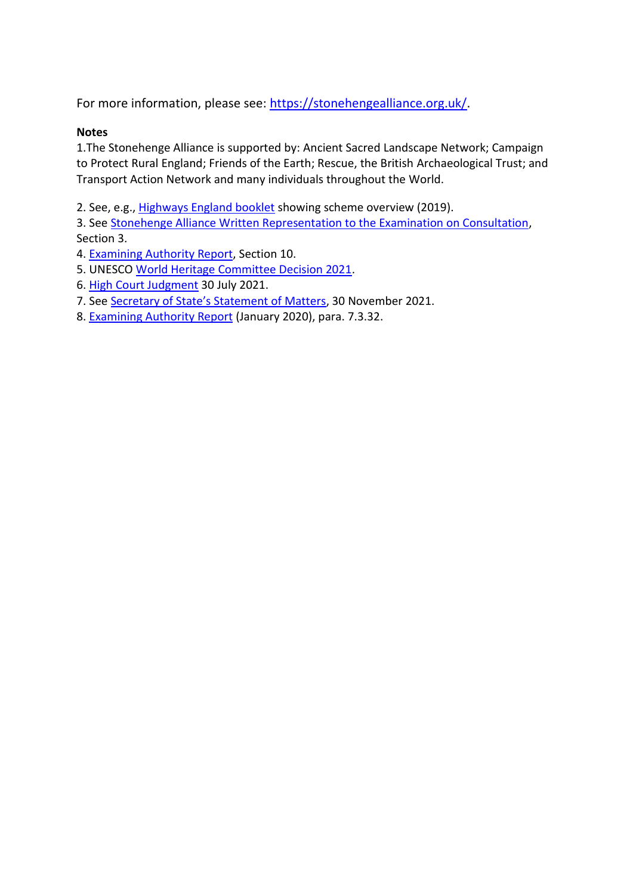For more information, please see: https://stonehengealliance.org.uk/.

**Notes**

1.The Stonehenge Alliance is supported by: Ancient Sacred Landscape Network; Campaign to Protect Rural England; Friends of the Earth; Rescue, the British Archaeological Trust; and Transport Action Network and many individuals throughout the World.

2. See, e.g., Highways England booklet showing scheme overview (2019).
3. See Stonehenge Alliance Written Representation to the Examination on Consultation, Section 3.
4. Examining Authority Report, Section 10.
5. UNESCO World Heritage Committee Decision 2021.
6. High Court Judgment 30 July 2021.
7. See Secretary of State's Statement of Matters, 30 November 2021.
8. Examining Authority Report (January 2020), para. 7.3.32.